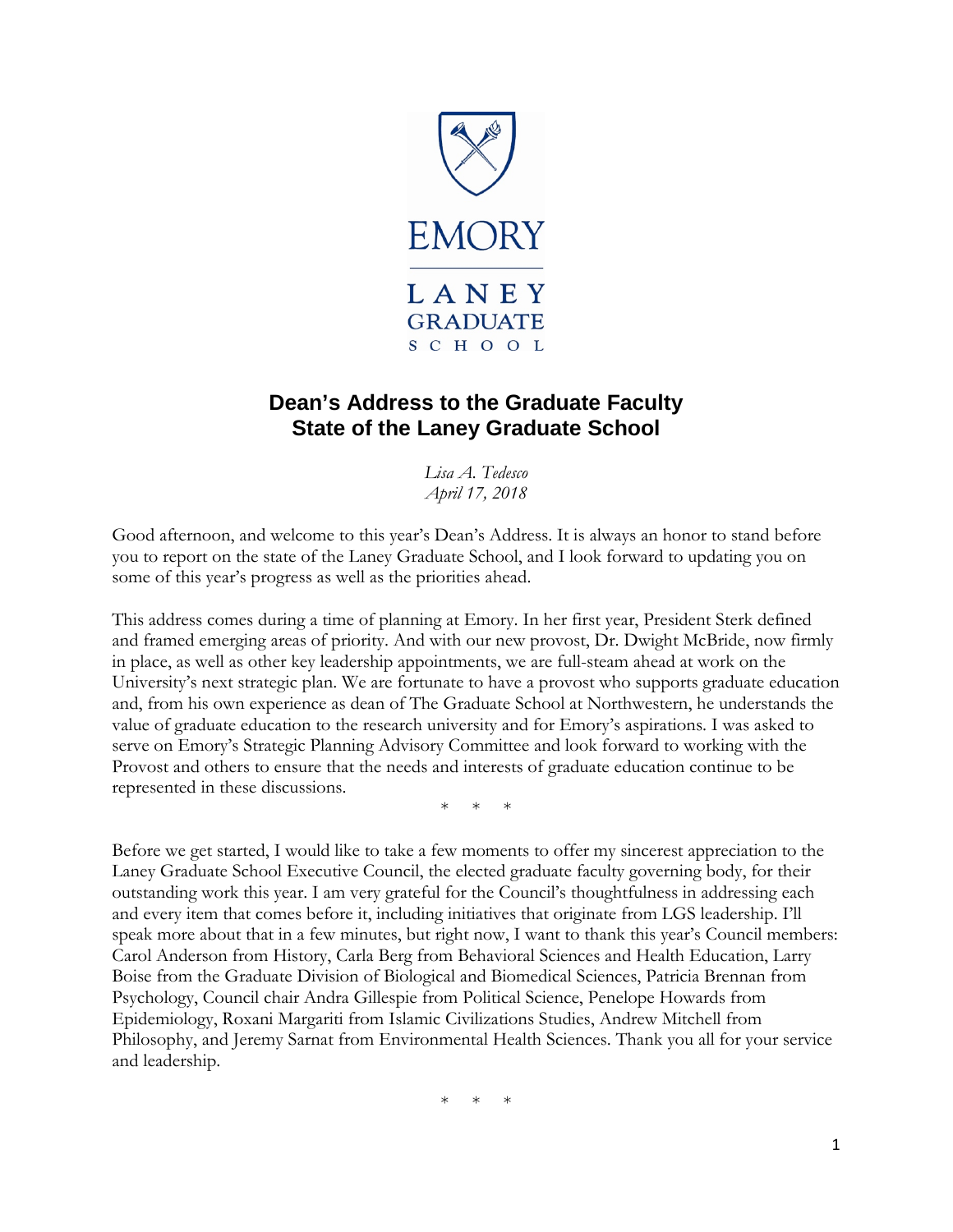EMORY

LANEY GRADUATE SCHOOL

# Dean's Address to the Graduate Faculty
# State of the Laney Graduate School

*Lisa A. Tedesco*
*April 17, 2018*

Good afternoon, and welcome to this year's Dean's Address. It is always an honor to stand before you to report on the state of the Laney Graduate School, and I look forward to updating you on some of this year's progress as well as the priorities ahead.

This address comes during a time of planning at Emory. In her first year, President Sterk defined and framed emerging areas of priority. And with our new provost, Dr. Dwight McBride, now firmly in place, as well as other key leadership appointments, we are full-steam ahead at work on the University's next strategic plan. We are fortunate to have a provost who supports graduate education and, from his own experience as dean of The Graduate School at Northwestern, he understands the value of graduate education to the research university and for Emory's aspirations. I was asked to serve on Emory's Strategic Planning Advisory Committee and look forward to working with the Provost and others to ensure that the needs and interests of graduate education continue to be represented in these discussions.

\* \* \*

Before we get started, I would like to take a few moments to offer my sincerest appreciation to the Laney Graduate School Executive Council, the elected graduate faculty governing body, for their outstanding work this year. I am very grateful for the Council's thoughtfulness in addressing each and every item that comes before it, including initiatives that originate from LGS leadership. I'll speak more about that in a few minutes, but right now, I want to thank this year's Council members: Carol Anderson from History, Carla Berg from Behavioral Sciences and Health Education, Larry Boise from the Graduate Division of Biological and Biomedical Sciences, Patricia Brennan from Psychology, Council chair Andra Gillespie from Political Science, Penelope Howards from Epidemiology, Roxani Margariti from Islamic Civilizations Studies, Andrew Mitchell from Philosophy, and Jeremy Sarnat from Environmental Health Sciences. Thank you all for your service and leadership.

\* \* \*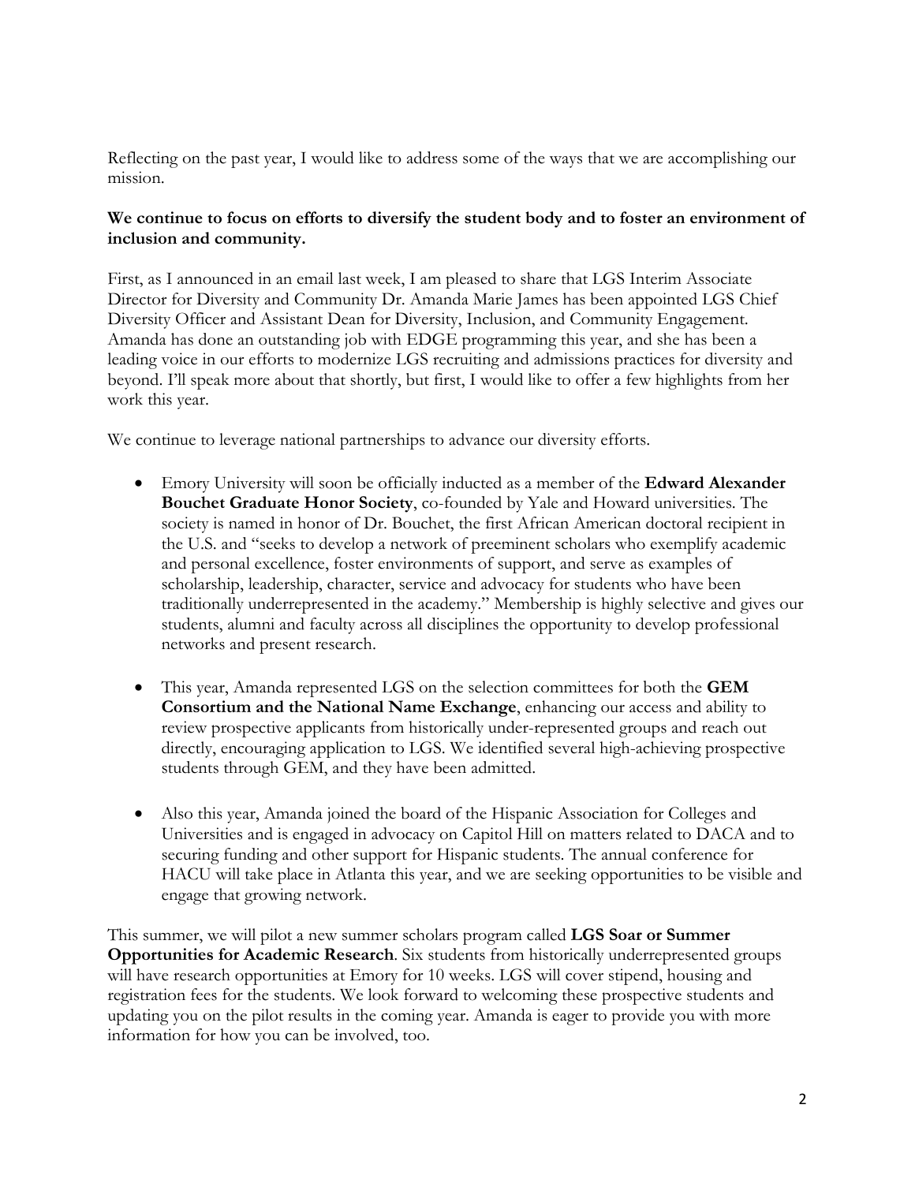Reflecting on the past year, I would like to address some of the ways that we are accomplishing our mission.

**We continue to focus on efforts to diversify the student body and to foster an environment of inclusion and community.**

First, as I announced in an email last week, I am pleased to share that LGS Interim Associate Director for Diversity and Community Dr. Amanda Marie James has been appointed LGS Chief Diversity Officer and Assistant Dean for Diversity, Inclusion, and Community Engagement. Amanda has done an outstanding job with EDGE programming this year, and she has been a leading voice in our efforts to modernize LGS recruiting and admissions practices for diversity and beyond. I'll speak more about that shortly, but first, I would like to offer a few highlights from her work this year.

We continue to leverage national partnerships to advance our diversity efforts.

- Emory University will soon be officially inducted as a member of the **Edward Alexander Bouchet Graduate Honor Society**, co-founded by Yale and Howard universities. The society is named in honor of Dr. Bouchet, the first African American doctoral recipient in the U.S. and "seeks to develop a network of preeminent scholars who exemplify academic and personal excellence, foster environments of support, and serve as examples of scholarship, leadership, character, service and advocacy for students who have been traditionally underrepresented in the academy." Membership is highly selective and gives our students, alumni and faculty across all disciplines the opportunity to develop professional networks and present research.

- This year, Amanda represented LGS on the selection committees for both the **GEM Consortium and the National Name Exchange**, enhancing our access and ability to review prospective applicants from historically under-represented groups and reach out directly, encouraging application to LGS. We identified several high-achieving prospective students through GEM, and they have been admitted.

- Also this year, Amanda joined the board of the Hispanic Association for Colleges and Universities and is engaged in advocacy on Capitol Hill on matters related to DACA and to securing funding and other support for Hispanic students. The annual conference for HACU will take place in Atlanta this year, and we are seeking opportunities to be visible and engage that growing network.

This summer, we will pilot a new summer scholars program called **LGS Soar or Summer Opportunities for Academic Research**. Six students from historically underrepresented groups will have research opportunities at Emory for 10 weeks. LGS will cover stipend, housing and registration fees for the students. We look forward to welcoming these prospective students and updating you on the pilot results in the coming year. Amanda is eager to provide you with more information for how you can be involved, too.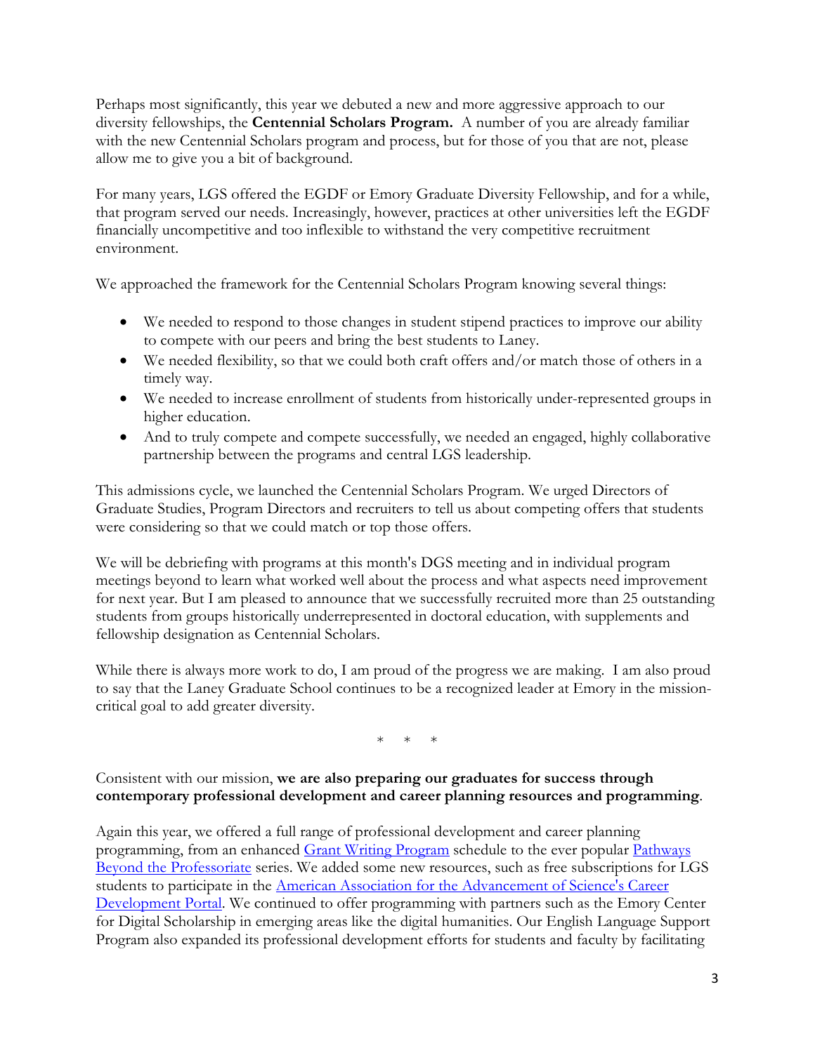Perhaps most significantly, this year we debuted a new and more aggressive approach to our diversity fellowships, the **Centennial Scholars Program.** A number of you are already familiar with the new Centennial Scholars program and process, but for those of you that are not, please allow me to give you a bit of background.

For many years, LGS offered the EGDF or Emory Graduate Diversity Fellowship, and for a while, that program served our needs. Increasingly, however, practices at other universities left the EGDF financially uncompetitive and too inflexible to withstand the very competitive recruitment environment.

We approached the framework for the Centennial Scholars Program knowing several things:

- We needed to respond to those changes in student stipend practices to improve our ability to compete with our peers and bring the best students to Laney.
- We needed flexibility, so that we could both craft offers and/or match those of others in a timely way.
- We needed to increase enrollment of students from historically under-represented groups in higher education.
- And to truly compete and compete successfully, we needed an engaged, highly collaborative partnership between the programs and central LGS leadership.

This admissions cycle, we launched the Centennial Scholars Program. We urged Directors of Graduate Studies, Program Directors and recruiters to tell us about competing offers that students were considering so that we could match or top those offers.

We will be debriefing with programs at this month's DGS meeting and in individual program meetings beyond to learn what worked well about the process and what aspects need improvement for next year. But I am pleased to announce that we successfully recruited more than 25 outstanding students from groups historically underrepresented in doctoral education, with supplements and fellowship designation as Centennial Scholars.

While there is always more work to do, I am proud of the progress we are making. I am also proud to say that the Laney Graduate School continues to be a recognized leader at Emory in the mission-critical goal to add greater diversity.

\* \* \*

Consistent with our mission, **we are also preparing our graduates for success through contemporary professional development and career planning resources and programming**.

Again this year, we offered a full range of professional development and career planning programming, from an enhanced Grant Writing Program schedule to the ever popular Pathways Beyond the Professoriate series. We added some new resources, such as free subscriptions for LGS students to participate in the American Association for the Advancement of Science's Career Development Portal. We continued to offer programming with partners such as the Emory Center for Digital Scholarship in emerging areas like the digital humanities. Our English Language Support Program also expanded its professional development efforts for students and faculty by facilitating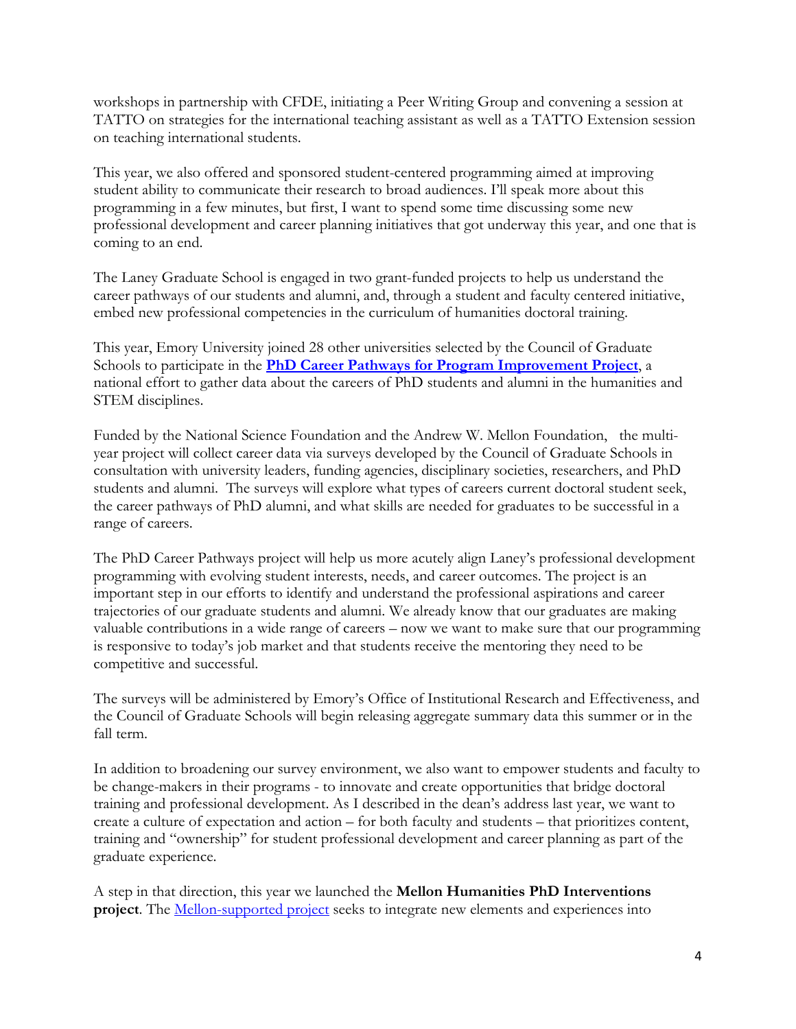workshops in partnership with CFDE, initiating a Peer Writing Group and convening a session at TATTO on strategies for the international teaching assistant as well as a TATTO Extension session on teaching international students.

This year, we also offered and sponsored student-centered programming aimed at improving student ability to communicate their research to broad audiences. I'll speak more about this programming in a few minutes, but first, I want to spend some time discussing some new professional development and career planning initiatives that got underway this year, and one that is coming to an end.

The Laney Graduate School is engaged in two grant-funded projects to help us understand the career pathways of our students and alumni, and, through a student and faculty centered initiative, embed new professional competencies in the curriculum of humanities doctoral training.

This year, Emory University joined 28 other universities selected by the Council of Graduate Schools to participate in the **PhD Career Pathways for Program Improvement Project**, a national effort to gather data about the careers of PhD students and alumni in the humanities and STEM disciplines.

Funded by the National Science Foundation and the Andrew W. Mellon Foundation, the multi-year project will collect career data via surveys developed by the Council of Graduate Schools in consultation with university leaders, funding agencies, disciplinary societies, researchers, and PhD students and alumni. The surveys will explore what types of careers current doctoral student seek, the career pathways of PhD alumni, and what skills are needed for graduates to be successful in a range of careers.

The PhD Career Pathways project will help us more acutely align Laney's professional development programming with evolving student interests, needs, and career outcomes. The project is an important step in our efforts to identify and understand the professional aspirations and career trajectories of our graduate students and alumni. We already know that our graduates are making valuable contributions in a wide range of careers – now we want to make sure that our programming is responsive to today's job market and that students receive the mentoring they need to be competitive and successful.

The surveys will be administered by Emory's Office of Institutional Research and Effectiveness, and the Council of Graduate Schools will begin releasing aggregate summary data this summer or in the fall term.

In addition to broadening our survey environment, we also want to empower students and faculty to be change-makers in their programs - to innovate and create opportunities that bridge doctoral training and professional development. As I described in the dean's address last year, we want to create a culture of expectation and action – for both faculty and students – that prioritizes content, training and "ownership" for student professional development and career planning as part of the graduate experience.

A step in that direction, this year we launched the **Mellon Humanities PhD Interventions project**. The Mellon-supported project seeks to integrate new elements and experiences into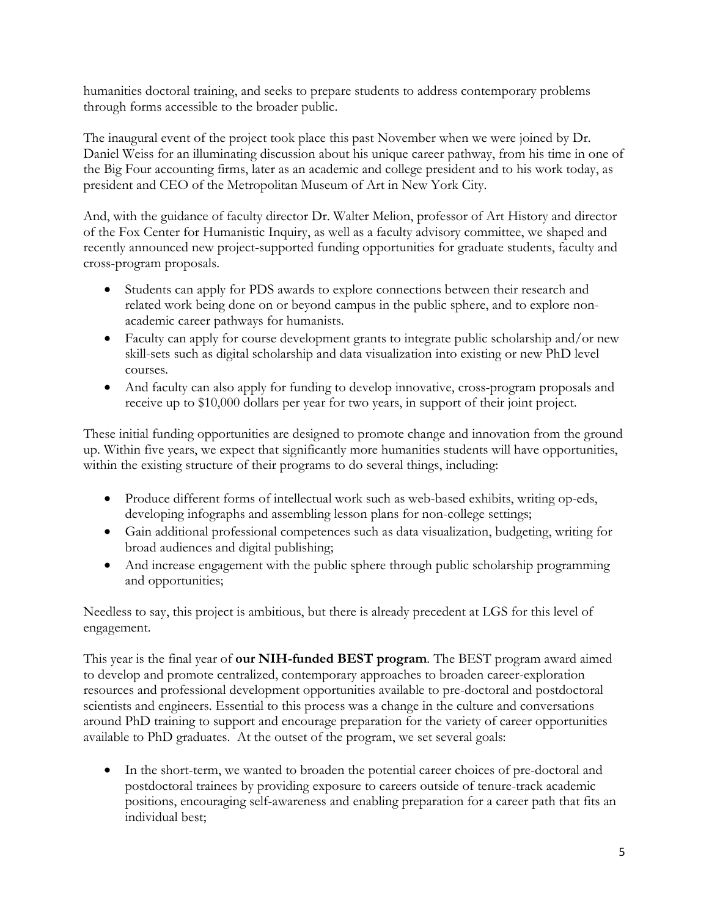humanities doctoral training, and seeks to prepare students to address contemporary problems through forms accessible to the broader public.

The inaugural event of the project took place this past November when we were joined by Dr. Daniel Weiss for an illuminating discussion about his unique career pathway, from his time in one of the Big Four accounting firms, later as an academic and college president and to his work today, as president and CEO of the Metropolitan Museum of Art in New York City.

And, with the guidance of faculty director Dr. Walter Melion, professor of Art History and director of the Fox Center for Humanistic Inquiry, as well as a faculty advisory committee, we shaped and recently announced new project-supported funding opportunities for graduate students, faculty and cross-program proposals.

- Students can apply for PDS awards to explore connections between their research and related work being done on or beyond campus in the public sphere, and to explore non-academic career pathways for humanists.
- Faculty can apply for course development grants to integrate public scholarship and/or new skill-sets such as digital scholarship and data visualization into existing or new PhD level courses.
- And faculty can also apply for funding to develop innovative, cross-program proposals and receive up to $10,000 dollars per year for two years, in support of their joint project.

These initial funding opportunities are designed to promote change and innovation from the ground up. Within five years, we expect that significantly more humanities students will have opportunities, within the existing structure of their programs to do several things, including:

- Produce different forms of intellectual work such as web-based exhibits, writing op-eds, developing infographs and assembling lesson plans for non-college settings;
- Gain additional professional competences such as data visualization, budgeting, writing for broad audiences and digital publishing;
- And increase engagement with the public sphere through public scholarship programming and opportunities;

Needless to say, this project is ambitious, but there is already precedent at LGS for this level of engagement.

This year is the final year of **our NIH-funded BEST program**. The BEST program award aimed to develop and promote centralized, contemporary approaches to broaden career-exploration resources and professional development opportunities available to pre-doctoral and postdoctoral scientists and engineers. Essential to this process was a change in the culture and conversations around PhD training to support and encourage preparation for the variety of career opportunities available to PhD graduates. At the outset of the program, we set several goals:

- In the short-term, we wanted to broaden the potential career choices of pre-doctoral and postdoctoral trainees by providing exposure to careers outside of tenure-track academic positions, encouraging self-awareness and enabling preparation for a career path that fits an individual best;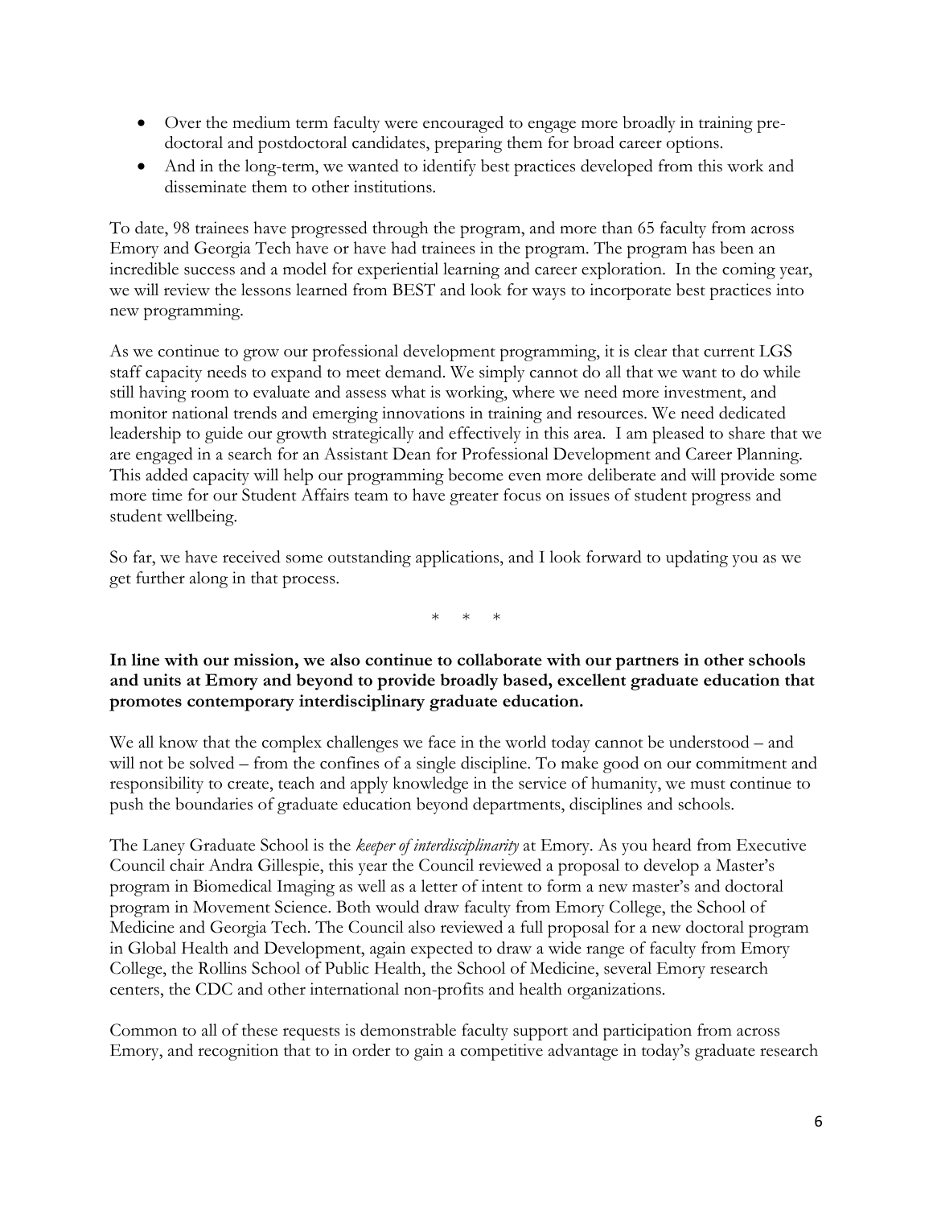- Over the medium term faculty were encouraged to engage more broadly in training pre-doctoral and postdoctoral candidates, preparing them for broad career options.
- And in the long-term, we wanted to identify best practices developed from this work and disseminate them to other institutions.

To date, 98 trainees have progressed through the program, and more than 65 faculty from across Emory and Georgia Tech have or have had trainees in the program. The program has been an incredible success and a model for experiential learning and career exploration. In the coming year, we will review the lessons learned from BEST and look for ways to incorporate best practices into new programming.

As we continue to grow our professional development programming, it is clear that current LGS staff capacity needs to expand to meet demand. We simply cannot do all that we want to do while still having room to evaluate and assess what is working, where we need more investment, and monitor national trends and emerging innovations in training and resources. We need dedicated leadership to guide our growth strategically and effectively in this area. I am pleased to share that we are engaged in a search for an Assistant Dean for Professional Development and Career Planning. This added capacity will help our programming become even more deliberate and will provide some more time for our Student Affairs team to have greater focus on issues of student progress and student wellbeing.

So far, we have received some outstanding applications, and I look forward to updating you as we get further along in that process.

\* \* \*

**In line with our mission, we also continue to collaborate with our partners in other schools and units at Emory and beyond to provide broadly based, excellent graduate education that promotes contemporary interdisciplinary graduate education.**

We all know that the complex challenges we face in the world today cannot be understood – and will not be solved – from the confines of a single discipline. To make good on our commitment and responsibility to create, teach and apply knowledge in the service of humanity, we must continue to push the boundaries of graduate education beyond departments, disciplines and schools.

The Laney Graduate School is the *keeper of interdisciplinarity* at Emory. As you heard from Executive Council chair Andra Gillespie, this year the Council reviewed a proposal to develop a Master's program in Biomedical Imaging as well as a letter of intent to form a new master's and doctoral program in Movement Science. Both would draw faculty from Emory College, the School of Medicine and Georgia Tech. The Council also reviewed a full proposal for a new doctoral program in Global Health and Development, again expected to draw a wide range of faculty from Emory College, the Rollins School of Public Health, the School of Medicine, several Emory research centers, the CDC and other international non-profits and health organizations.

Common to all of these requests is demonstrable faculty support and participation from across Emory, and recognition that to in order to gain a competitive advantage in today's graduate research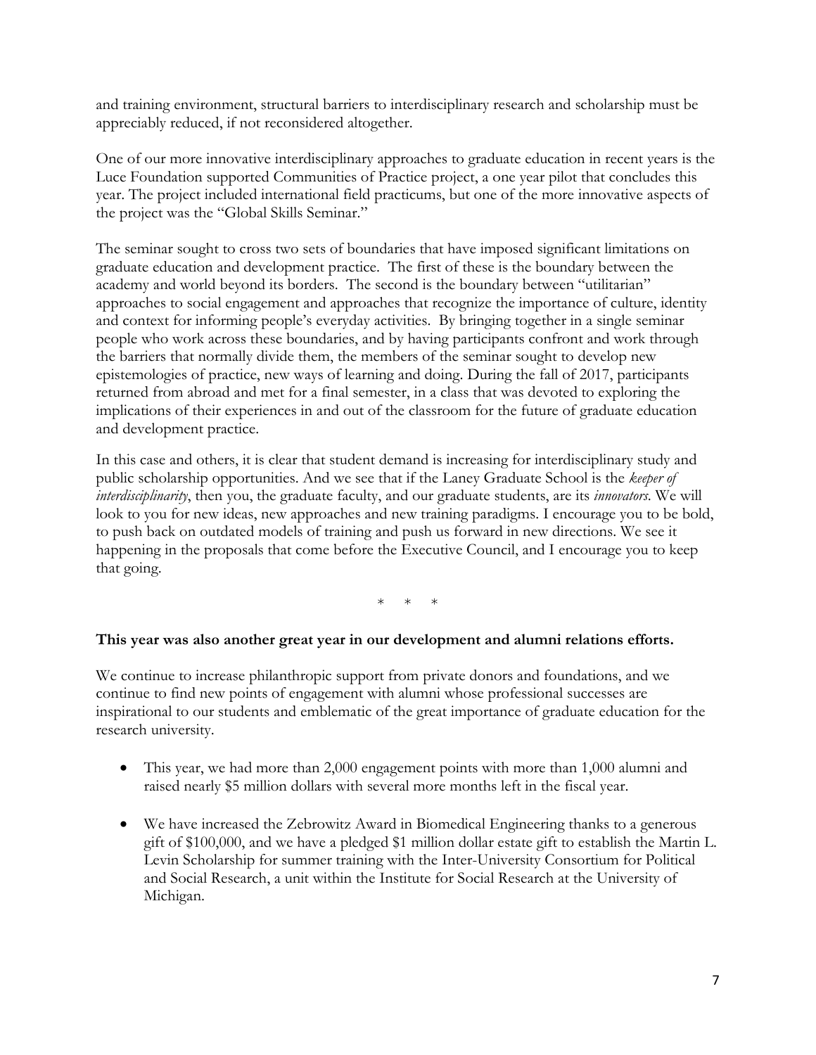and training environment, structural barriers to interdisciplinary research and scholarship must be appreciably reduced, if not reconsidered altogether.

One of our more innovative interdisciplinary approaches to graduate education in recent years is the Luce Foundation supported Communities of Practice project, a one year pilot that concludes this year. The project included international field practicums, but one of the more innovative aspects of the project was the "Global Skills Seminar."

The seminar sought to cross two sets of boundaries that have imposed significant limitations on graduate education and development practice. The first of these is the boundary between the academy and world beyond its borders. The second is the boundary between "utilitarian" approaches to social engagement and approaches that recognize the importance of culture, identity and context for informing people's everyday activities. By bringing together in a single seminar people who work across these boundaries, and by having participants confront and work through the barriers that normally divide them, the members of the seminar sought to develop new epistemologies of practice, new ways of learning and doing. During the fall of 2017, participants returned from abroad and met for a final semester, in a class that was devoted to exploring the implications of their experiences in and out of the classroom for the future of graduate education and development practice.

In this case and others, it is clear that student demand is increasing for interdisciplinary study and public scholarship opportunities. And we see that if the Laney Graduate School is the *keeper of interdisciplinarity*, then you, the graduate faculty, and our graduate students, are its *innovators*. We will look to you for new ideas, new approaches and new training paradigms. I encourage you to be bold, to push back on outdated models of training and push us forward in new directions. We see it happening in the proposals that come before the Executive Council, and I encourage you to keep that going.

\* \* \*

**This year was also another great year in our development and alumni relations efforts.**

We continue to increase philanthropic support from private donors and foundations, and we continue to find new points of engagement with alumni whose professional successes are inspirational to our students and emblematic of the great importance of graduate education for the research university.

- This year, we had more than 2,000 engagement points with more than 1,000 alumni and raised nearly $5 million dollars with several more months left in the fiscal year.

- We have increased the Zebrowitz Award in Biomedical Engineering thanks to a generous gift of $100,000, and we have a pledged $1 million dollar estate gift to establish the Martin L. Levin Scholarship for summer training with the Inter-University Consortium for Political and Social Research, a unit within the Institute for Social Research at the University of Michigan.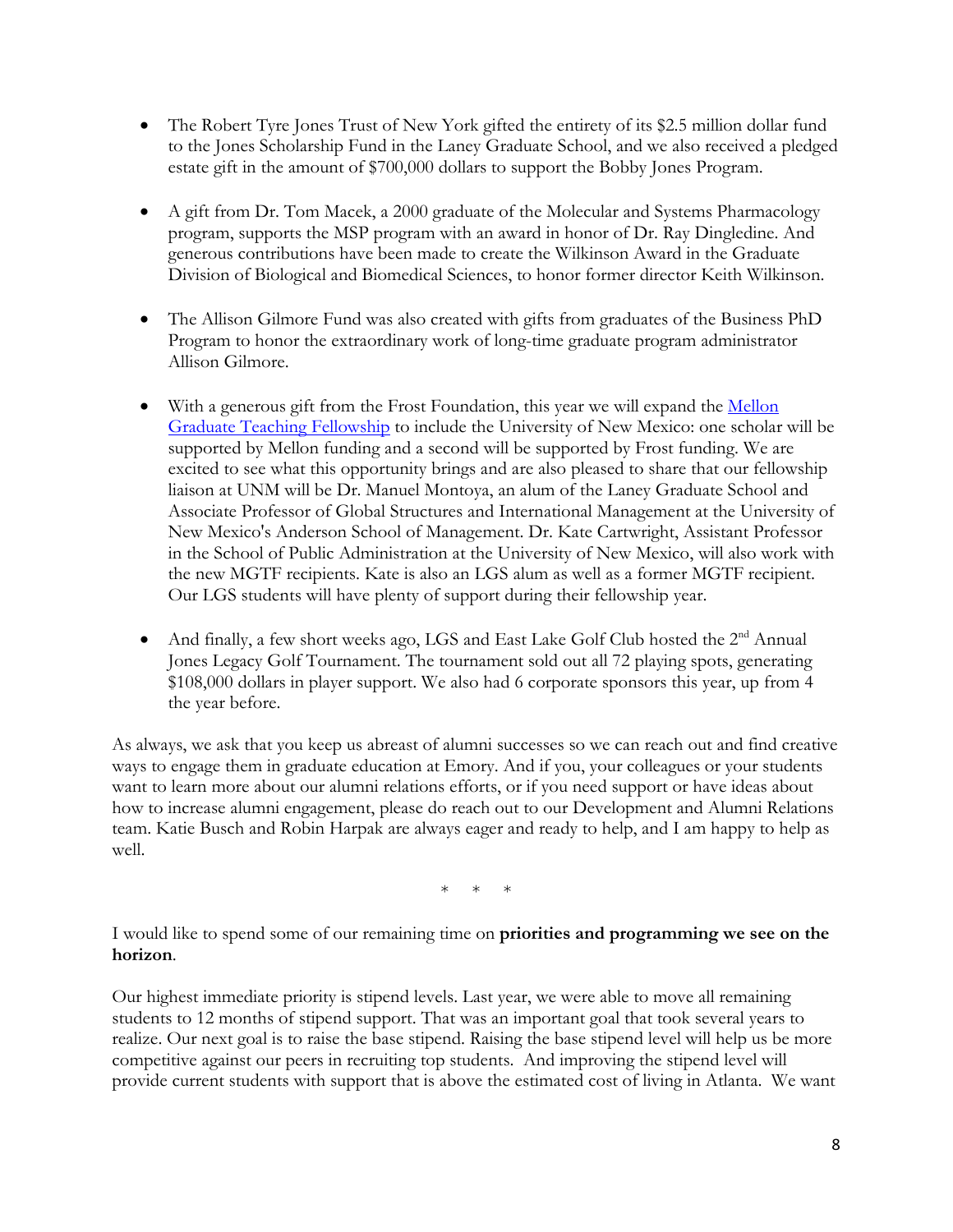- The Robert Tyre Jones Trust of New York gifted the entirety of its $2.5 million dollar fund to the Jones Scholarship Fund in the Laney Graduate School, and we also received a pledged estate gift in the amount of $700,000 dollars to support the Bobby Jones Program.

- A gift from Dr. Tom Macek, a 2000 graduate of the Molecular and Systems Pharmacology program, supports the MSP program with an award in honor of Dr. Ray Dingledine. And generous contributions have been made to create the Wilkinson Award in the Graduate Division of Biological and Biomedical Sciences, to honor former director Keith Wilkinson.

- The Allison Gilmore Fund was also created with gifts from graduates of the Business PhD Program to honor the extraordinary work of long-time graduate program administrator Allison Gilmore.

- With a generous gift from the Frost Foundation, this year we will expand the [Mellon Graduate Teaching Fellowship] to include the University of New Mexico: one scholar will be supported by Mellon funding and a second will be supported by Frost funding. We are excited to see what this opportunity brings and are also pleased to share that our fellowship liaison at UNM will be Dr. Manuel Montoya, an alum of the Laney Graduate School and Associate Professor of Global Structures and International Management at the University of New Mexico's Anderson School of Management. Dr. Kate Cartwright, Assistant Professor in the School of Public Administration at the University of New Mexico, will also work with the new MGTF recipients. Kate is also an LGS alum as well as a former MGTF recipient. Our LGS students will have plenty of support during their fellowship year.

- And finally, a few short weeks ago, LGS and East Lake Golf Club hosted the 2nd Annual Jones Legacy Golf Tournament. The tournament sold out all 72 playing spots, generating $108,000 dollars in player support. We also had 6 corporate sponsors this year, up from 4 the year before.

As always, we ask that you keep us abreast of alumni successes so we can reach out and find creative ways to engage them in graduate education at Emory. And if you, your colleagues or your students want to learn more about our alumni relations efforts, or if you need support or have ideas about how to increase alumni engagement, please do reach out to our Development and Alumni Relations team. Katie Busch and Robin Harpak are always eager and ready to help, and I am happy to help as well.

\* \* \*

I would like to spend some of our remaining time on **priorities and programming we see on the horizon**.

Our highest immediate priority is stipend levels. Last year, we were able to move all remaining students to 12 months of stipend support. That was an important goal that took several years to realize. Our next goal is to raise the base stipend. Raising the base stipend level will help us be more competitive against our peers in recruiting top students. And improving the stipend level will provide current students with support that is above the estimated cost of living in Atlanta. We want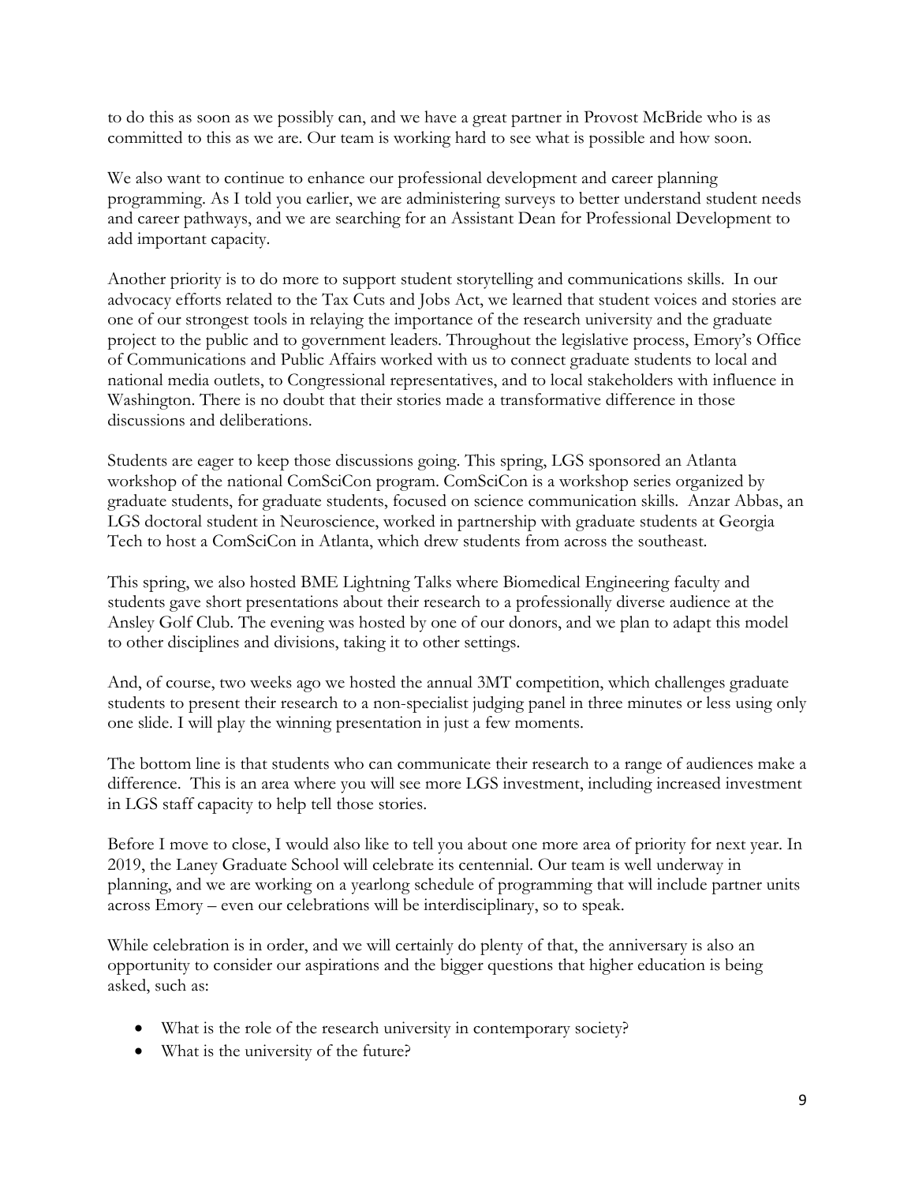to do this as soon as we possibly can, and we have a great partner in Provost McBride who is as committed to this as we are. Our team is working hard to see what is possible and how soon.

We also want to continue to enhance our professional development and career planning programming. As I told you earlier, we are administering surveys to better understand student needs and career pathways, and we are searching for an Assistant Dean for Professional Development to add important capacity.

Another priority is to do more to support student storytelling and communications skills. In our advocacy efforts related to the Tax Cuts and Jobs Act, we learned that student voices and stories are one of our strongest tools in relaying the importance of the research university and the graduate project to the public and to government leaders. Throughout the legislative process, Emory's Office of Communications and Public Affairs worked with us to connect graduate students to local and national media outlets, to Congressional representatives, and to local stakeholders with influence in Washington. There is no doubt that their stories made a transformative difference in those discussions and deliberations.

Students are eager to keep those discussions going. This spring, LGS sponsored an Atlanta workshop of the national ComSciCon program. ComSciCon is a workshop series organized by graduate students, for graduate students, focused on science communication skills. Anzar Abbas, an LGS doctoral student in Neuroscience, worked in partnership with graduate students at Georgia Tech to host a ComSciCon in Atlanta, which drew students from across the southeast.

This spring, we also hosted BME Lightning Talks where Biomedical Engineering faculty and students gave short presentations about their research to a professionally diverse audience at the Ansley Golf Club. The evening was hosted by one of our donors, and we plan to adapt this model to other disciplines and divisions, taking it to other settings.

And, of course, two weeks ago we hosted the annual 3MT competition, which challenges graduate students to present their research to a non-specialist judging panel in three minutes or less using only one slide. I will play the winning presentation in just a few moments.

The bottom line is that students who can communicate their research to a range of audiences make a difference. This is an area where you will see more LGS investment, including increased investment in LGS staff capacity to help tell those stories.

Before I move to close, I would also like to tell you about one more area of priority for next year. In 2019, the Laney Graduate School will celebrate its centennial. Our team is well underway in planning, and we are working on a yearlong schedule of programming that will include partner units across Emory – even our celebrations will be interdisciplinary, so to speak.

While celebration is in order, and we will certainly do plenty of that, the anniversary is also an opportunity to consider our aspirations and the bigger questions that higher education is being asked, such as:

- What is the role of the research university in contemporary society?
- What is the university of the future?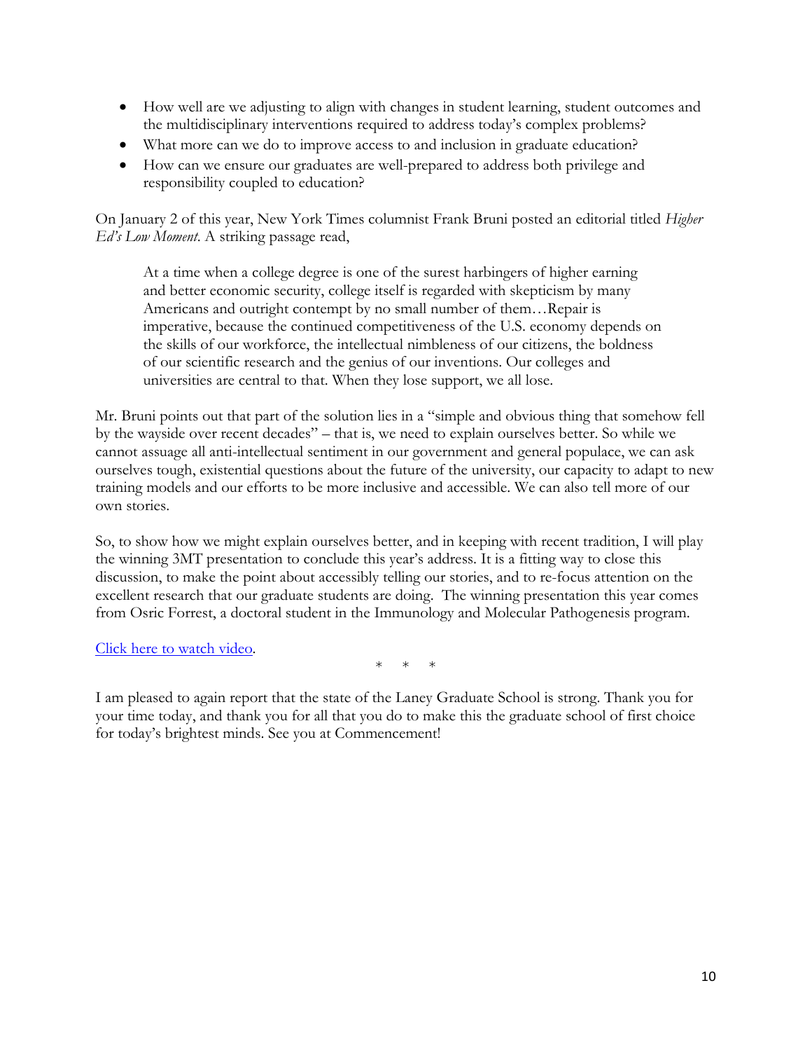- How well are we adjusting to align with changes in student learning, student outcomes and the multidisciplinary interventions required to address today's complex problems?
- What more can we do to improve access to and inclusion in graduate education?
- How can we ensure our graduates are well-prepared to address both privilege and responsibility coupled to education?

On January 2 of this year, New York Times columnist Frank Bruni posted an editorial titled *Higher Ed's Low Moment*. A striking passage read,

> At a time when a college degree is one of the surest harbingers of higher earning and better economic security, college itself is regarded with skepticism by many Americans and outright contempt by no small number of them…Repair is imperative, because the continued competitiveness of the U.S. economy depends on the skills of our workforce, the intellectual nimbleness of our citizens, the boldness of our scientific research and the genius of our inventions. Our colleges and universities are central to that. When they lose support, we all lose.

Mr. Bruni points out that part of the solution lies in a "simple and obvious thing that somehow fell by the wayside over recent decades" – that is, we need to explain ourselves better. So while we cannot assuage all anti-intellectual sentiment in our government and general populace, we can ask ourselves tough, existential questions about the future of the university, our capacity to adapt to new training models and our efforts to be more inclusive and accessible. We can also tell more of our own stories.

So, to show how we might explain ourselves better, and in keeping with recent tradition, I will play the winning 3MT presentation to conclude this year's address. It is a fitting way to close this discussion, to make the point about accessibly telling our stories, and to re-focus attention on the excellent research that our graduate students are doing. The winning presentation this year comes from Osric Forrest, a doctoral student in the Immunology and Molecular Pathogenesis program.

Click here to watch video.

\* \* \*

I am pleased to again report that the state of the Laney Graduate School is strong. Thank you for your time today, and thank you for all that you do to make this the graduate school of first choice for today's brightest minds. See you at Commencement!